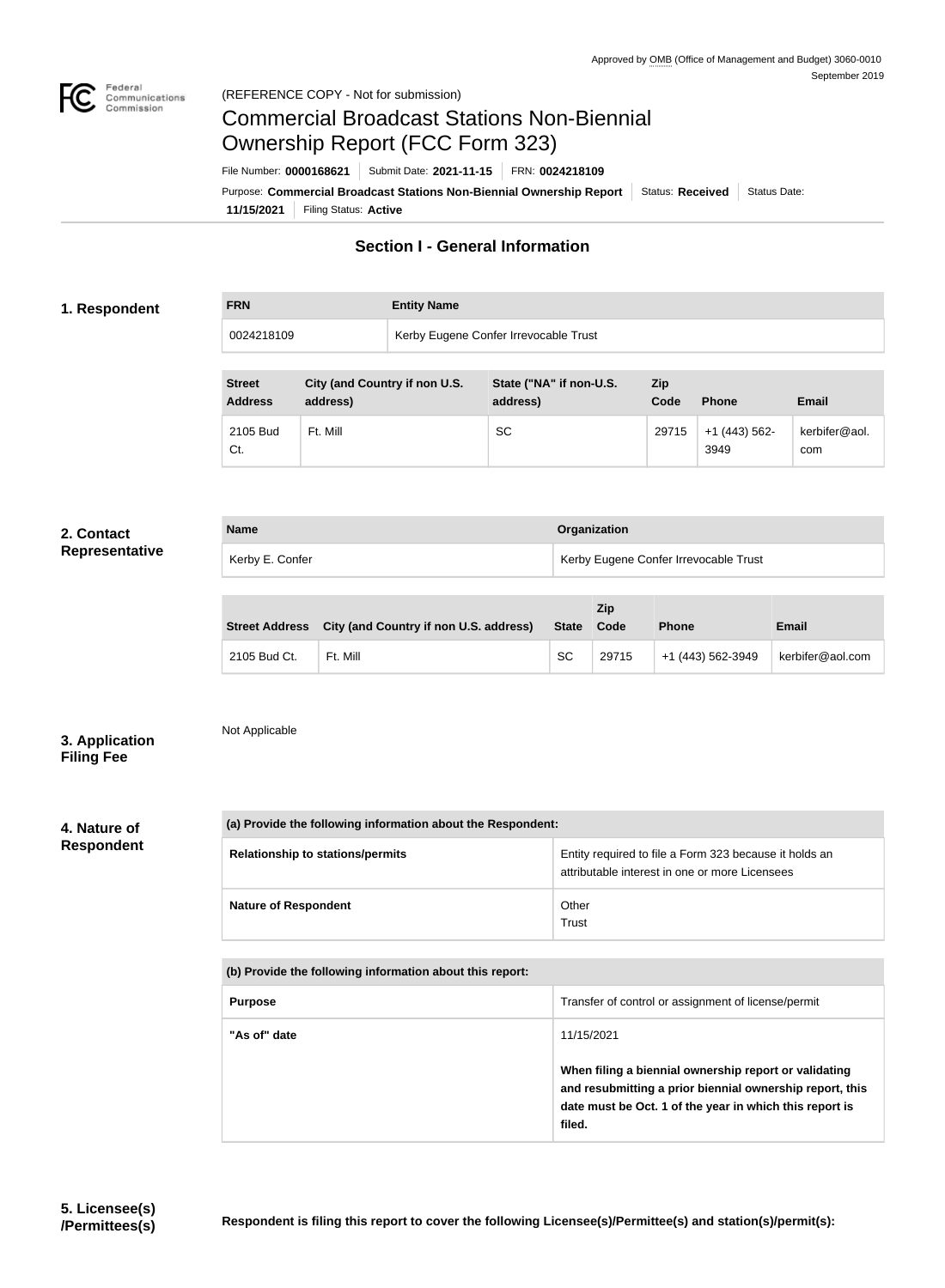Approved by OMB (Office of Management and Budget) 3060-0010
September 2019

(REFERENCE COPY - Not for submission)

# Commercial Broadcast Stations Non-Biennial Ownership Report (FCC Form 323)

File Number: **0000168621** | Submit Date: **2021-11-15** | FRN: **0024218109**

Purpose: **Commercial Broadcast Stations Non-Biennial Ownership Report** | Status: **Received** | Status Date: **11/15/2021** | Filing Status: **Active**

## Section I - General Information

### 1. Respondent

| FRN | Entity Name |
| --- | --- |
| 0024218109 | Kerby Eugene Confer Irrevocable Trust |

| Street Address | City (and Country if non U.S. address) | State ("NA" if non-U.S. address) | Zip Code | Phone | Email |
| --- | --- | --- | --- | --- | --- |
| 2105 Bud Ct. | Ft. Mill | SC | 29715 | +1 (443) 562-3949 | kerbifer@aol.com |

### 2. Contact Representative

| Name | Organization |
| --- | --- |
| Kerby E. Confer | Kerby Eugene Confer Irrevocable Trust |

| Street Address | City (and Country if non U.S. address) | State | Zip Code | Phone | Email |
| --- | --- | --- | --- | --- | --- |
| 2105 Bud Ct. | Ft. Mill | SC | 29715 | +1 (443) 562-3949 | kerbifer@aol.com |

### 3. Application Filing Fee

Not Applicable

### 4. Nature of Respondent

| (a) Provide the following information about the Respondent: | |
| --- | --- |
| Relationship to stations/permits | Entity required to file a Form 323 because it holds an attributable interest in one or more Licensees |
| Nature of Respondent | Other<br>Trust |

| (b) Provide the following information about this report: | |
| --- | --- |
| Purpose | Transfer of control or assignment of license/permit |
| "As of" date | 11/15/2021<br><br>**When filing a biennial ownership report or validating and resubmitting a prior biennial ownership report, this date must be Oct. 1 of the year in which this report is filed.** |

### 5. Licensee(s)/Permittees(s)

**Respondent is filing this report to cover the following Licensee(s)/Permittee(s) and station(s)/permit(s):**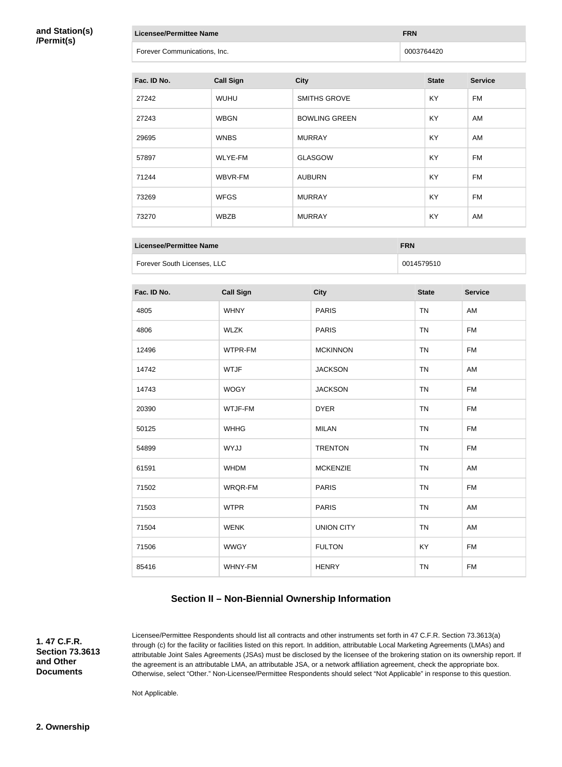**and Station(s) /Permit(s)**

| Licensee/Permittee Name | FRN |
| --- | --- |
| Forever Communications, Inc. | 0003764420 |

| Fac. ID No. | Call Sign | City | State | Service |
| --- | --- | --- | --- | --- |
| 27242 | WUHU | SMITHS GROVE | KY | FM |
| 27243 | WBGN | BOWLING GREEN | KY | AM |
| 29695 | WNBS | MURRAY | KY | AM |
| 57897 | WLYE-FM | GLASGOW | KY | FM |
| 71244 | WBVR-FM | AUBURN | KY | FM |
| 73269 | WFGS | MURRAY | KY | FM |
| 73270 | WBZB | MURRAY | KY | AM |

| Licensee/Permittee Name | FRN |
| --- | --- |
| Forever South Licenses, LLC | 0014579510 |

| Fac. ID No. | Call Sign | City | State | Service |
| --- | --- | --- | --- | --- |
| 4805 | WHNY | PARIS | TN | AM |
| 4806 | WLZK | PARIS | TN | FM |
| 12496 | WTPR-FM | MCKINNON | TN | FM |
| 14742 | WTJF | JACKSON | TN | AM |
| 14743 | WOGY | JACKSON | TN | FM |
| 20390 | WTJF-FM | DYER | TN | FM |
| 50125 | WHHG | MILAN | TN | FM |
| 54899 | WYJJ | TRENTON | TN | FM |
| 61591 | WHDM | MCKENZIE | TN | AM |
| 71502 | WRQR-FM | PARIS | TN | FM |
| 71503 | WTPR | PARIS | TN | AM |
| 71504 | WENK | UNION CITY | TN | AM |
| 71506 | WWGY | FULTON | KY | FM |
| 85416 | WHNY-FM | HENRY | TN | FM |

## Section II – Non-Biennial Ownership Information

**1. 47 C.F.R. Section 73.3613 and Other Documents**

Licensee/Permittee Respondents should list all contracts and other instruments set forth in 47 C.F.R. Section 73.3613(a) through (c) for the facility or facilities listed on this report. In addition, attributable Local Marketing Agreements (LMAs) and attributable Joint Sales Agreements (JSAs) must be disclosed by the licensee of the brokering station on its ownership report. If the agreement is an attributable LMA, an attributable JSA, or a network affiliation agreement, check the appropriate box. Otherwise, select "Other." Non-Licensee/Permittee Respondents should select "Not Applicable" in response to this question.

Not Applicable.

**2. Ownership**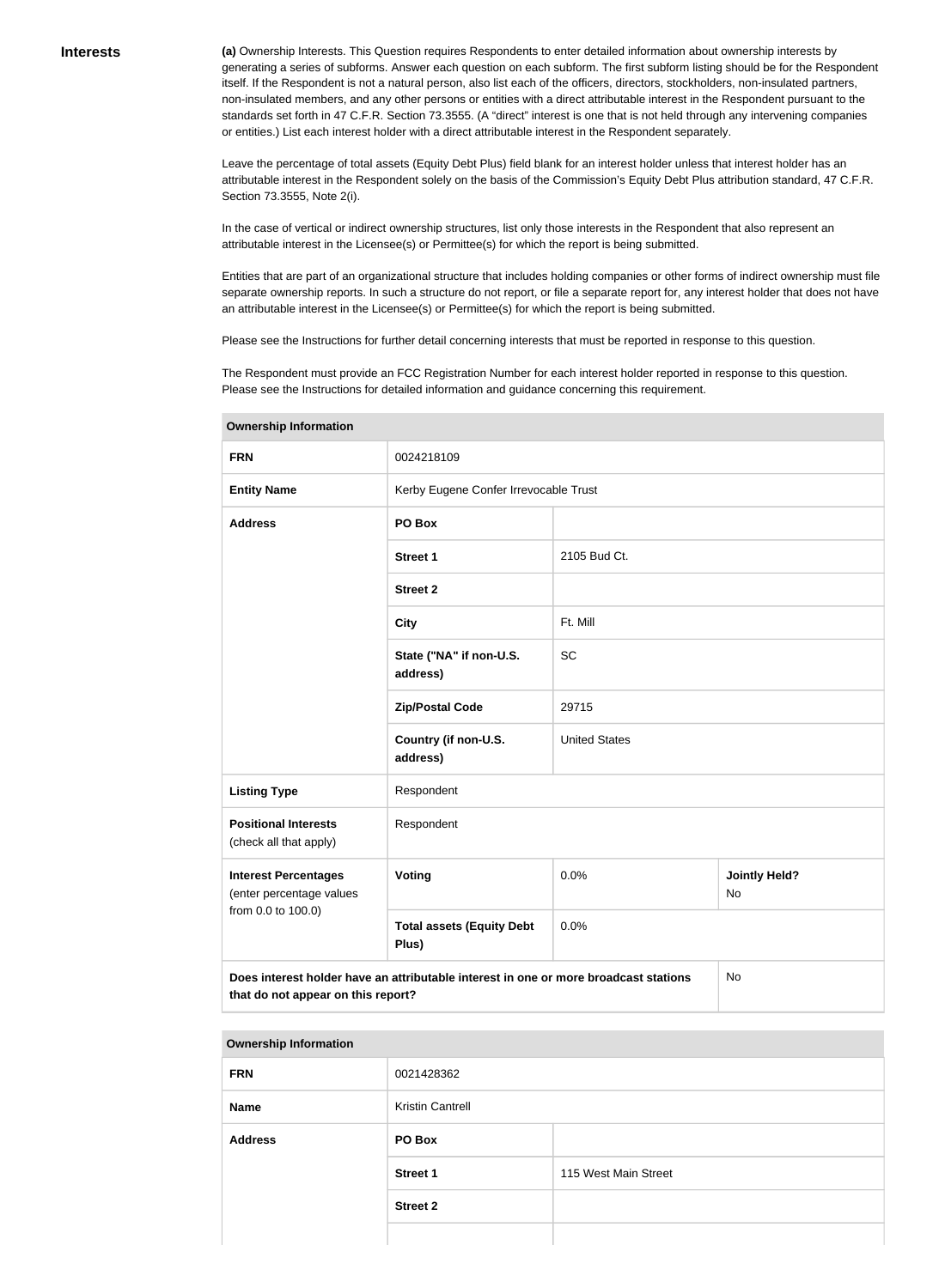**Interests**

**(a)** Ownership Interests. This Question requires Respondents to enter detailed information about ownership interests by generating a series of subforms. Answer each question on each subform. The first subform listing should be for the Respondent itself. If the Respondent is not a natural person, also list each of the officers, directors, stockholders, non-insulated partners, non-insulated members, and any other persons or entities with a direct attributable interest in the Respondent pursuant to the standards set forth in 47 C.F.R. Section 73.3555. (A "direct" interest is one that is not held through any intervening companies or entities.) List each interest holder with a direct attributable interest in the Respondent separately.

Leave the percentage of total assets (Equity Debt Plus) field blank for an interest holder unless that interest holder has an attributable interest in the Respondent solely on the basis of the Commission's Equity Debt Plus attribution standard, 47 C.F.R. Section 73.3555, Note 2(i).

In the case of vertical or indirect ownership structures, list only those interests in the Respondent that also represent an attributable interest in the Licensee(s) or Permittee(s) for which the report is being submitted.

Entities that are part of an organizational structure that includes holding companies or other forms of indirect ownership must file separate ownership reports. In such a structure do not report, or file a separate report for, any interest holder that does not have an attributable interest in the Licensee(s) or Permittee(s) for which the report is being submitted.

Please see the Instructions for further detail concerning interests that must be reported in response to this question.

The Respondent must provide an FCC Registration Number for each interest holder reported in response to this question. Please see the Instructions for detailed information and guidance concerning this requirement.

| **Ownership Information** | | | |
|---|---|---|---|
| **FRN** | 0024218109 | | |
| **Entity Name** | Kerby Eugene Confer Irrevocable Trust | | |
| **Address** | **PO Box** | | |
| | **Street 1** | 2105 Bud Ct. | |
| | **Street 2** | | |
| | **City** | Ft. Mill | |
| | **State ("NA" if non-U.S. address)** | SC | |
| | **Zip/Postal Code** | 29715 | |
| | **Country (if non-U.S. address)** | United States | |
| **Listing Type** | Respondent | | |
| **Positional Interests** (check all that apply) | Respondent | | |
| **Interest Percentages** (enter percentage values from 0.0 to 100.0) | **Voting** | 0.0% | **Jointly Held?** No |
| | **Total assets (Equity Debt Plus)** | 0.0% | |
| **Does interest holder have an attributable interest in one or more broadcast stations that do not appear on this report?** | | | No |

| **Ownership Information** | | |
|---|---|---|
| **FRN** | 0021428362 | |
| **Name** | Kristin Cantrell | |
| **Address** | **PO Box** | |
| | **Street 1** | 115 West Main Street |
| | **Street 2** | |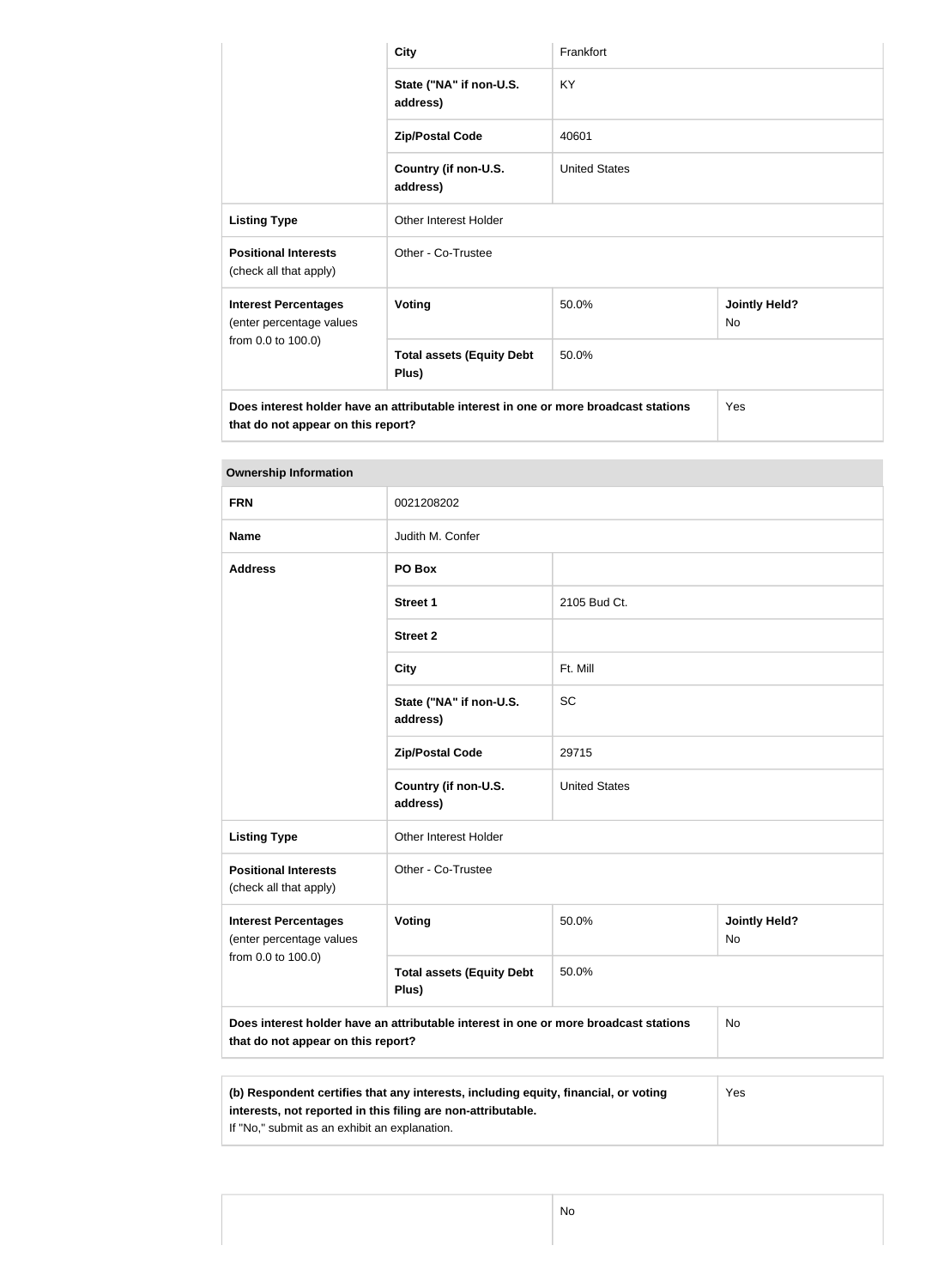| | | | |
|---|---|---|---|
| | City | Frankfort | |
| | State ("NA" if non-U.S. address) | KY | |
| | Zip/Postal Code | 40601 | |
| | Country (if non-U.S. address) | United States | |
| **Listing Type** | Other Interest Holder | | |
| **Positional Interests** (check all that apply) | Other - Co-Trustee | | |
| **Interest Percentages** (enter percentage values from 0.0 to 100.0) | **Voting** | 50.0% | **Jointly Held?** No |
| | **Total assets (Equity Debt Plus)** | 50.0% | |
| **Does interest holder have an attributable interest in one or more broadcast stations that do not appear on this report?** | | | Yes |

**Ownership Information**

| | | | |
|---|---|---|---|
| **FRN** | 0021208202 | | |
| **Name** | Judith M. Confer | | |
| **Address** | **PO Box** | | |
| | **Street 1** | 2105 Bud Ct. | |
| | **Street 2** | | |
| | **City** | Ft. Mill | |
| | **State ("NA" if non-U.S. address)** | SC | |
| | **Zip/Postal Code** | 29715 | |
| | **Country (if non-U.S. address)** | United States | |
| **Listing Type** | Other Interest Holder | | |
| **Positional Interests** (check all that apply) | Other - Co-Trustee | | |
| **Interest Percentages** (enter percentage values from 0.0 to 100.0) | **Voting** | 50.0% | **Jointly Held?** No |
| | **Total assets (Equity Debt Plus)** | 50.0% | |
| **Does interest holder have an attributable interest in one or more broadcast stations that do not appear on this report?** | | | No |

| | |
|---|---|
| **(b) Respondent certifies that any interests, including equity, financial, or voting interests, not reported in this filing are non-attributable.** If "No," submit as an exhibit an explanation. | Yes |

| | |
|---|---|
| | No |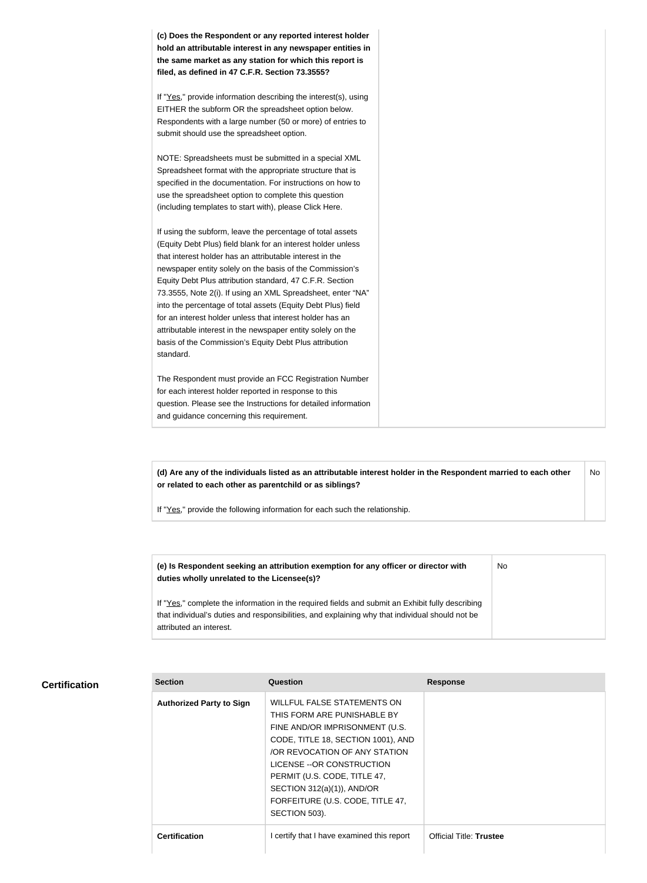| | |
|---|---|
| **(c) Does the Respondent or any reported interest holder hold an attributable interest in any newspaper entities in the same market as any station for which this report is filed, as defined in 47 C.F.R. Section 73.3555?**<br><br>If "Yes," provide information describing the interest(s), using EITHER the subform OR the spreadsheet option below. Respondents with a large number (50 or more) of entries to submit should use the spreadsheet option.<br><br>NOTE: Spreadsheets must be submitted in a special XML Spreadsheet format with the appropriate structure that is specified in the documentation. For instructions on how to use the spreadsheet option to complete this question (including templates to start with), please Click Here.<br><br>If using the subform, leave the percentage of total assets (Equity Debt Plus) field blank for an interest holder unless that interest holder has an attributable interest in the newspaper entity solely on the basis of the Commission's Equity Debt Plus attribution standard, 47 C.F.R. Section 73.3555, Note 2(i). If using an XML Spreadsheet, enter "NA" into the percentage of total assets (Equity Debt Plus) field for an interest holder unless that interest holder has an attributable interest in the newspaper entity solely on the basis of the Commission's Equity Debt Plus attribution standard.<br><br>The Respondent must provide an FCC Registration Number for each interest holder reported in response to this question. Please see the Instructions for detailed information and guidance concerning this requirement. | |

| | |
|---|---|
| **(d) Are any of the individuals listed as an attributable interest holder in the Respondent married to each other or related to each other as parentchild or as siblings?**<br><br>If "Yes," provide the following information for each such the relationship. | No |

| | |
|---|---|
| **(e) Is Respondent seeking an attribution exemption for any officer or director with duties wholly unrelated to the Licensee(s)?**<br><br>If "Yes," complete the information in the required fields and submit an Exhibit fully describing that individual's duties and responsibilities, and explaining why that individual should not be attributed an interest. | No |

## Certification

| Section | Question | Response |
|---|---|---|
| **Authorized Party to Sign** | WILLFUL FALSE STATEMENTS ON THIS FORM ARE PUNISHABLE BY FINE AND/OR IMPRISONMENT (U.S. CODE, TITLE 18, SECTION 1001), AND /OR REVOCATION OF ANY STATION LICENSE --OR CONSTRUCTION PERMIT (U.S. CODE, TITLE 47, SECTION 312(a)(1)), AND/OR FORFEITURE (U.S. CODE, TITLE 47, SECTION 503). | |
| **Certification** | I certify that I have examined this report | Official Title: **Trustee** |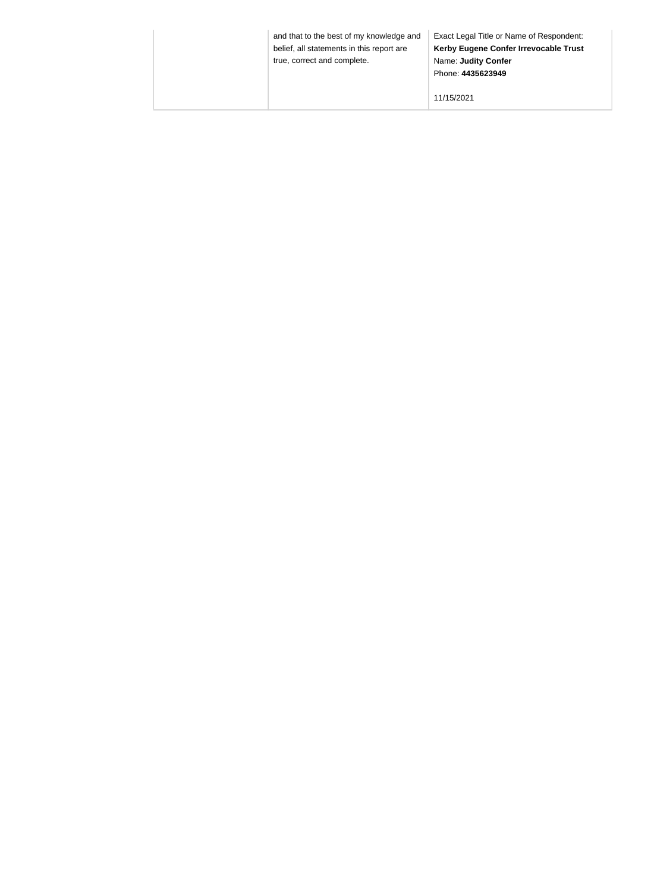| | | |
|---|---|---|
| | and that to the best of my knowledge and belief, all statements in this report are true, correct and complete. | Exact Legal Title or Name of Respondent: **Kerby Eugene Confer Irrevocable Trust**<br>Name: **Judity Confer**<br>Phone: **4435623949**<br><br>11/15/2021 |